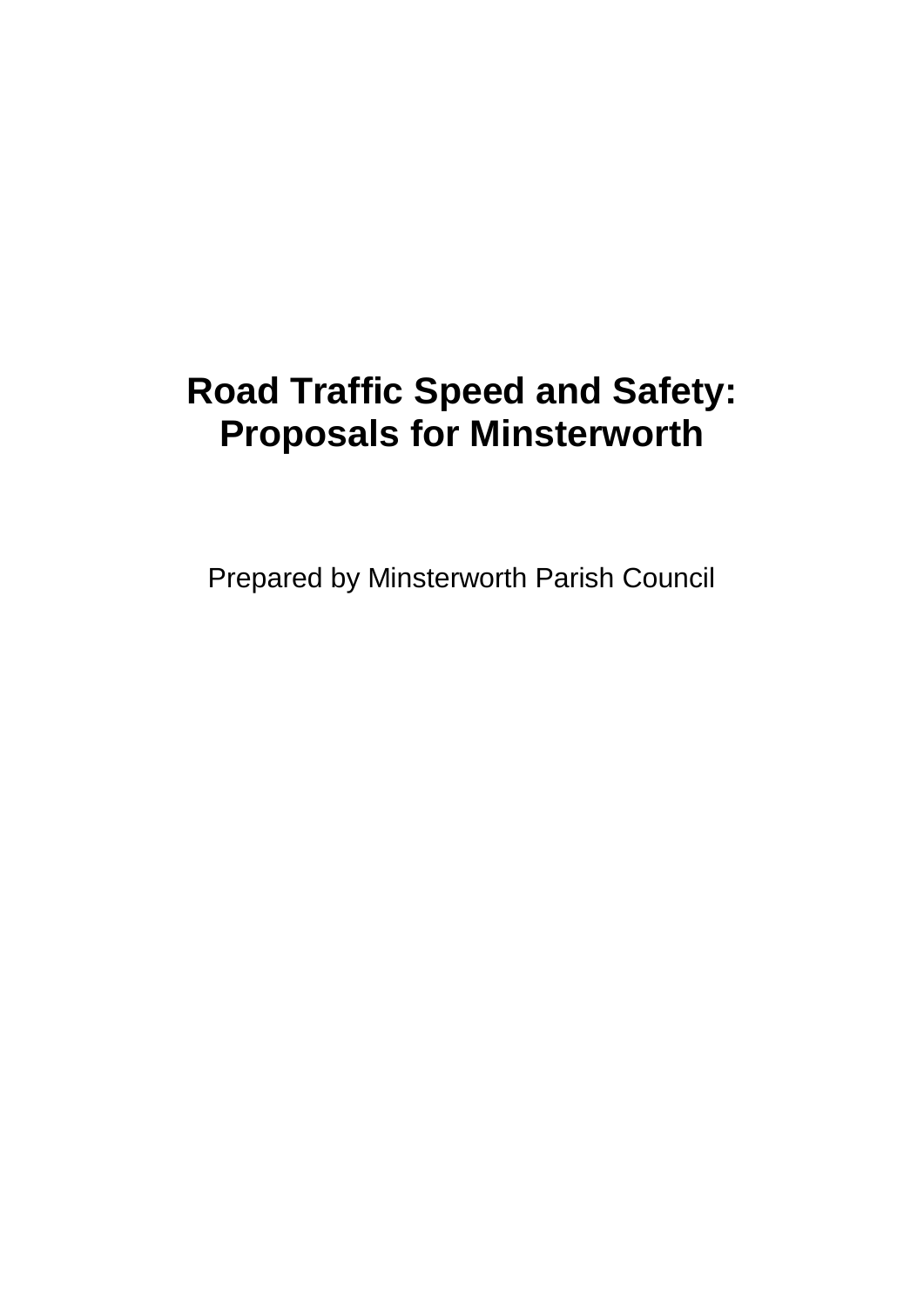# Road Traffic Speed and Safety: Proposals for Minsterworth

Prepared by Minsterworth Parish Council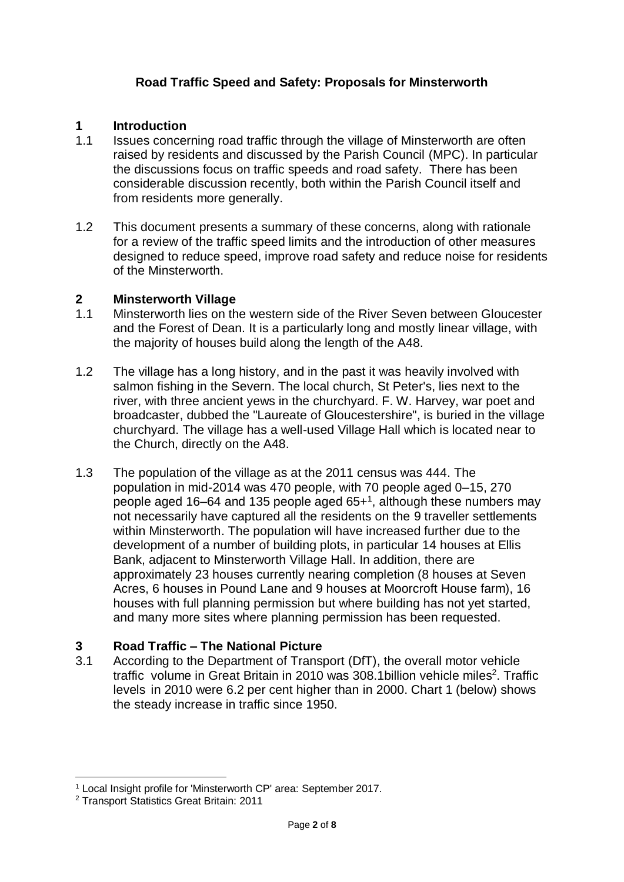# Road Traffic Speed and Safety: Proposals for Minsterworth

## 1 Introduction

1.1 Issues concerning road traffic through the village of Minsterworth are often raised by residents and discussed by the Parish Council (MPC). In particular the discussions focus on traffic speeds and road safety. There has been considerable discussion recently, both within the Parish Council itself and from residents more generally.

1.2 This document presents a summary of these concerns, along with rationale for a review of the traffic speed limits and the introduction of other measures designed to reduce speed, improve road safety and reduce noise for residents of the Minsterworth.

## 2 Minsterworth Village

1.1 Minsterworth lies on the western side of the River Seven between Gloucester and the Forest of Dean. It is a particularly long and mostly linear village, with the majority of houses build along the length of the A48.

1.2 The village has a long history, and in the past it was heavily involved with salmon fishing in the Severn. The local church, St Peter's, lies next to the river, with three ancient yews in the churchyard. F. W. Harvey, war poet and broadcaster, dubbed the "Laureate of Gloucestershire", is buried in the village churchyard. The village has a well-used Village Hall which is located near to the Church, directly on the A48.

1.3 The population of the village as at the 2011 census was 444. The population in mid-2014 was 470 people, with 70 people aged 0–15, 270 people aged 16–64 and 135 people aged 65+[1], although these numbers may not necessarily have captured all the residents on the 9 traveller settlements within Minsterworth. The population will have increased further due to the development of a number of building plots, in particular 14 houses at Ellis Bank, adjacent to Minsterworth Village Hall. In addition, there are approximately 23 houses currently nearing completion (8 houses at Seven Acres, 6 houses in Pound Lane and 9 houses at Moorcroft House farm), 16 houses with full planning permission but where building has not yet started, and many more sites where planning permission has been requested.

## 3 Road Traffic – The National Picture

3.1 According to the Department of Transport (DfT), the overall motor vehicle traffic volume in Great Britain in 2010 was 308.1billion vehicle miles[2]. Traffic levels in 2010 were 6.2 per cent higher than in 2000. Chart 1 (below) shows the steady increase in traffic since 1950.

---

[1] Local Insight profile for 'Minsterworth CP' area: September 2017.

[2] Transport Statistics Great Britain: 2011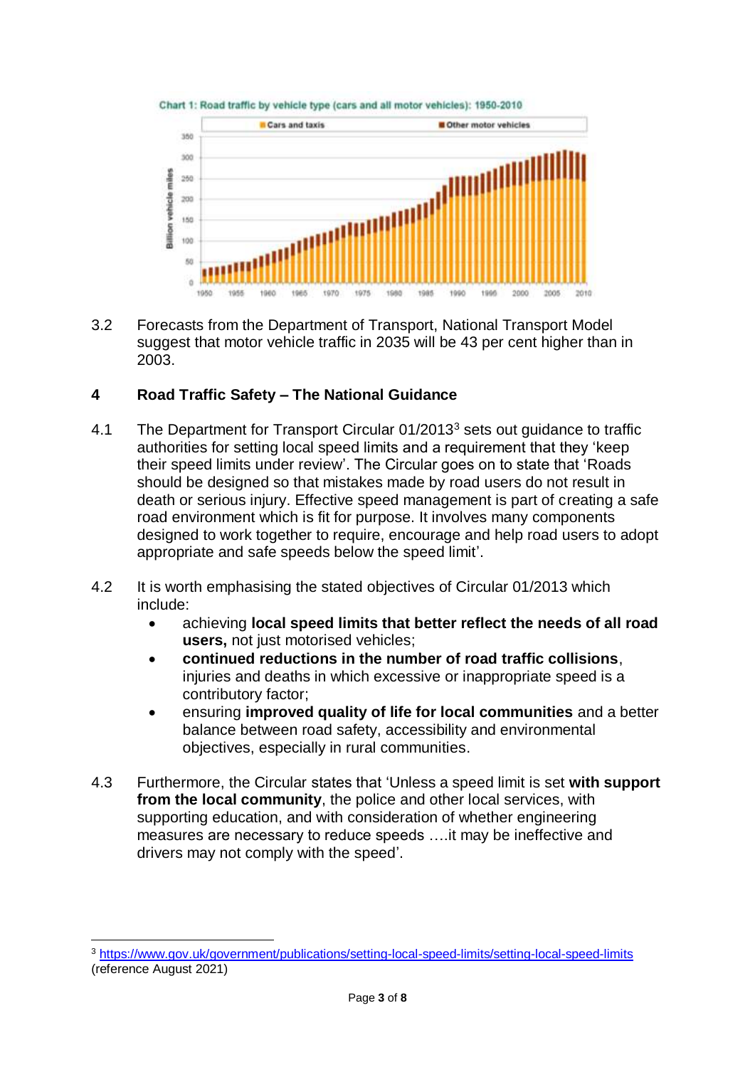Chart 1: Road traffic by vehicle type (cars and all motor vehicles): 1950-2010

3.2 Forecasts from the Department of Transport, National Transport Model suggest that motor vehicle traffic in 2035 will be 43 per cent higher than in 2003.

## 4 Road Traffic Safety – The National Guidance

4.1 The Department for Transport Circular 01/2013[3] sets out guidance to traffic authorities for setting local speed limits and a requirement that they 'keep their speed limits under review'. The Circular goes on to state that 'Roads should be designed so that mistakes made by road users do not result in death or serious injury. Effective speed management is part of creating a safe road environment which is fit for purpose. It involves many components designed to work together to require, encourage and help road users to adopt appropriate and safe speeds below the speed limit'.

4.2 It is worth emphasising the stated objectives of Circular 01/2013 which include:

- achieving **local speed limits that better reflect the needs of all road users,** not just motorised vehicles;
- **continued reductions in the number of road traffic collisions**, injuries and deaths in which excessive or inappropriate speed is a contributory factor;
- ensuring **improved quality of life for local communities** and a better balance between road safety, accessibility and environmental objectives, especially in rural communities.

4.3 Furthermore, the Circular states that 'Unless a speed limit is set **with support from the local community**, the police and other local services, with supporting education, and with consideration of whether engineering measures are necessary to reduce speeds ….it may be ineffective and drivers may not comply with the speed'.

[3] https://www.gov.uk/government/publications/setting-local-speed-limits/setting-local-speed-limits (reference August 2021)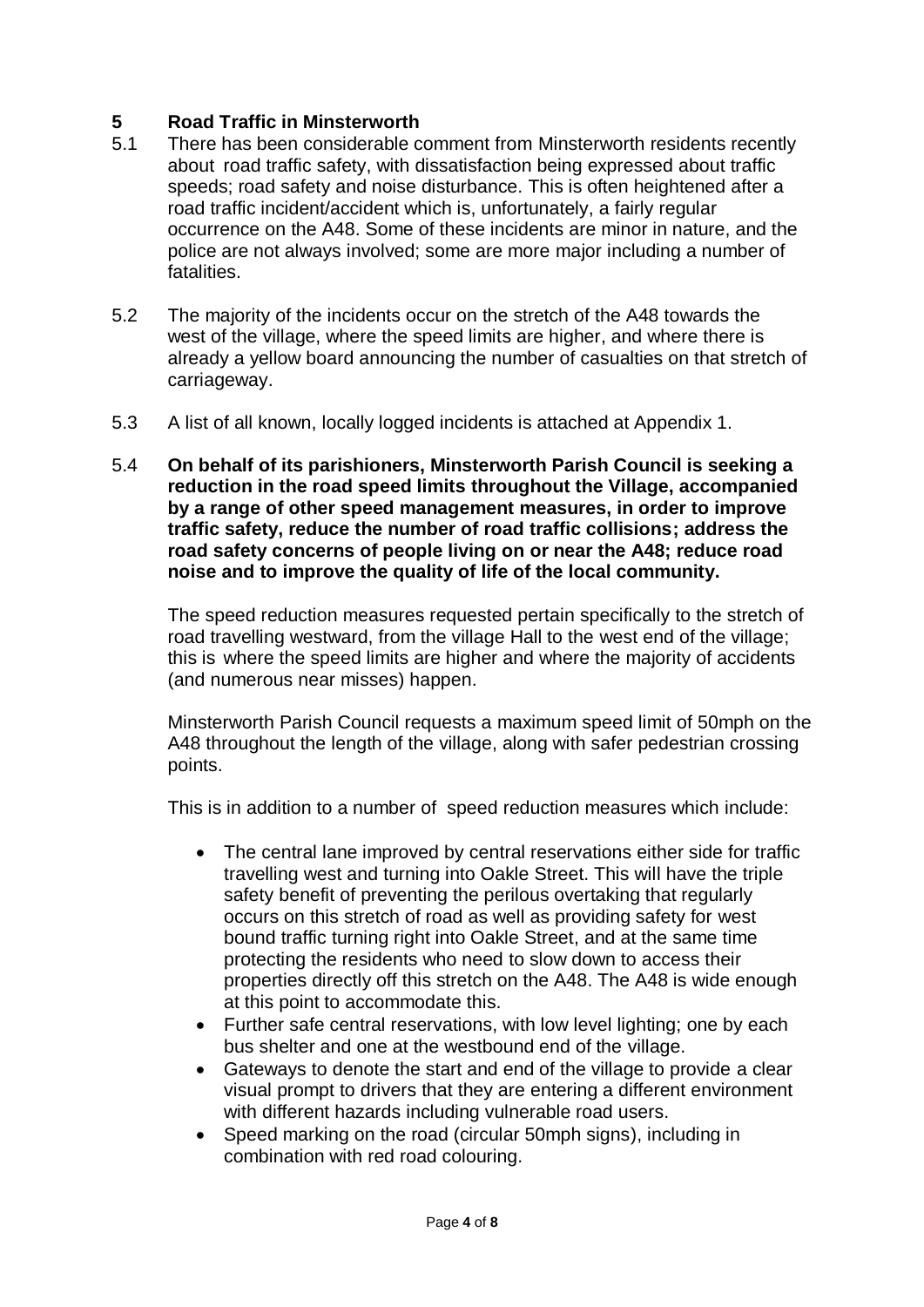## 5 Road Traffic in Minsterworth

5.1 There has been considerable comment from Minsterworth residents recently about road traffic safety, with dissatisfaction being expressed about traffic speeds; road safety and noise disturbance. This is often heightened after a road traffic incident/accident which is, unfortunately, a fairly regular occurrence on the A48. Some of these incidents are minor in nature, and the police are not always involved; some are more major including a number of fatalities.

5.2 The majority of the incidents occur on the stretch of the A48 towards the west of the village, where the speed limits are higher, and where there is already a yellow board announcing the number of casualties on that stretch of carriageway.

5.3 A list of all known, locally logged incidents is attached at Appendix 1.

5.4 **On behalf of its parishioners, Minsterworth Parish Council is seeking a reduction in the road speed limits throughout the Village, accompanied by a range of other speed management measures, in order to improve traffic safety, reduce the number of road traffic collisions; address the road safety concerns of people living on or near the A48; reduce road noise and to improve the quality of life of the local community.**

The speed reduction measures requested pertain specifically to the stretch of road travelling westward, from the village Hall to the west end of the village; this is where the speed limits are higher and where the majority of accidents (and numerous near misses) happen.

Minsterworth Parish Council requests a maximum speed limit of 50mph on the A48 throughout the length of the village, along with safer pedestrian crossing points.

This is in addition to a number of speed reduction measures which include:

- The central lane improved by central reservations either side for traffic travelling west and turning into Oakle Street. This will have the triple safety benefit of preventing the perilous overtaking that regularly occurs on this stretch of road as well as providing safety for west bound traffic turning right into Oakle Street, and at the same time protecting the residents who need to slow down to access their properties directly off this stretch on the A48. The A48 is wide enough at this point to accommodate this.
- Further safe central reservations, with low level lighting; one by each bus shelter and one at the westbound end of the village.
- Gateways to denote the start and end of the village to provide a clear visual prompt to drivers that they are entering a different environment with different hazards including vulnerable road users.
- Speed marking on the road (circular 50mph signs), including in combination with red road colouring.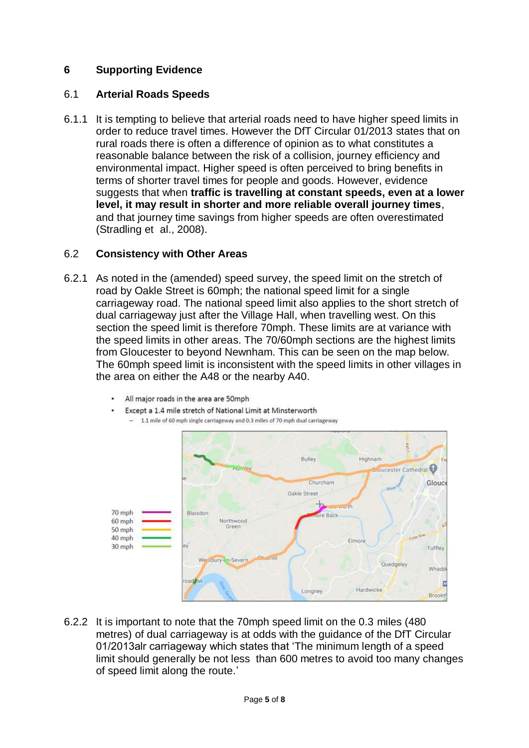## 6 Supporting Evidence

### 6.1 Arterial Roads Speeds

6.1.1 It is tempting to believe that arterial roads need to have higher speed limits in order to reduce travel times. However the DfT Circular 01/2013 states that on rural roads there is often a difference of opinion as to what constitutes a reasonable balance between the risk of a collision, journey efficiency and environmental impact. Higher speed is often perceived to bring benefits in terms of shorter travel times for people and goods. However, evidence suggests that when **traffic is travelling at constant speeds, even at a lower level, it may result in shorter and more reliable overall journey times**, and that journey time savings from higher speeds are often overestimated (Stradling et al., 2008).

### 6.2 Consistency with Other Areas

6.2.1 As noted in the (amended) speed survey, the speed limit on the stretch of road by Oakle Street is 60mph; the national speed limit for a single carriageway road. The national speed limit also applies to the short stretch of dual carriageway just after the Village Hall, when travelling west. On this section the speed limit is therefore 70mph. These limits are at variance with the speed limits in other areas. The 70/60mph sections are the highest limits from Gloucester to beyond Newnham. This can be seen on the map below. The 60mph speed limit is inconsistent with the speed limits in other villages in the area on either the A48 or the nearby A40.

- All major roads in the area are 50mph
- Except a 1.4 mile stretch of National Limit at Minsterworth
  - 1.1 mile of 60 mph single carriageway and 0.3 miles of 70 mph dual carriageway

6.2.2 It is important to note that the 70mph speed limit on the 0.3 miles (480 metres) of dual carriageway is at odds with the guidance of the DfT Circular 01/2013alr carriageway which states that 'The minimum length of a speed limit should generally be not less than 600 metres to avoid too many changes of speed limit along the route.'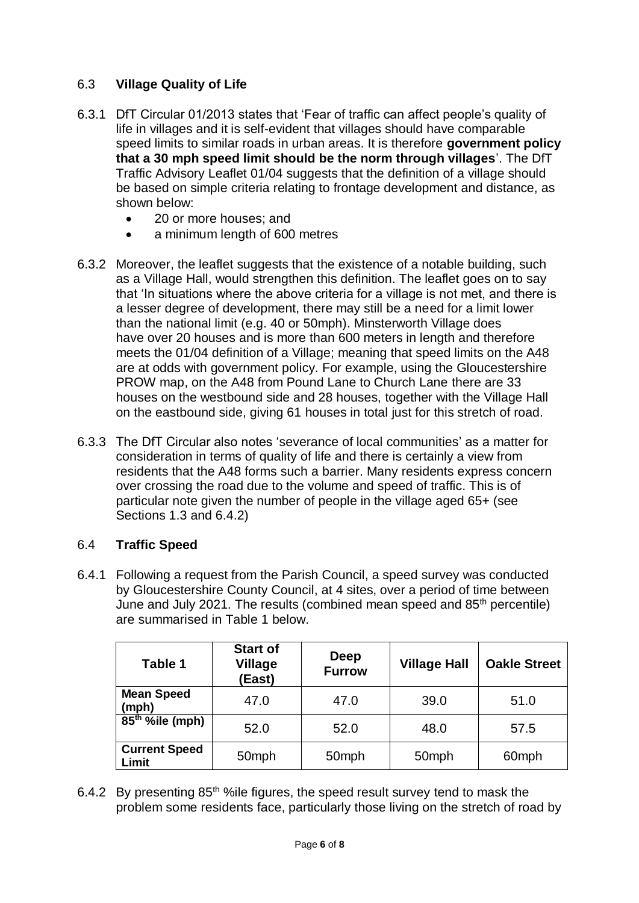## 6.3 **Village Quality of Life**

6.3.1 DfT Circular 01/2013 states that 'Fear of traffic can affect people's quality of life in villages and it is self-evident that villages should have comparable speed limits to similar roads in urban areas. It is therefore **government policy that a 30 mph speed limit should be the norm through villages**'. The DfT Traffic Advisory Leaflet 01/04 suggests that the definition of a village should be based on simple criteria relating to frontage development and distance, as shown below:

- 20 or more houses; and
- a minimum length of 600 metres

6.3.2 Moreover, the leaflet suggests that the existence of a notable building, such as a Village Hall, would strengthen this definition. The leaflet goes on to say that 'In situations where the above criteria for a village is not met, and there is a lesser degree of development, there may still be a need for a limit lower than the national limit (e.g. 40 or 50mph). Minsterworth Village does have over 20 houses and is more than 600 meters in length and therefore meets the 01/04 definition of a Village; meaning that speed limits on the A48 are at odds with government policy. For example, using the Gloucestershire PROW map, on the A48 from Pound Lane to Church Lane there are 33 houses on the westbound side and 28 houses, together with the Village Hall on the eastbound side, giving 61 houses in total just for this stretch of road.

6.3.3 The DfT Circular also notes 'severance of local communities' as a matter for consideration in terms of quality of life and there is certainly a view from residents that the A48 forms such a barrier. Many residents express concern over crossing the road due to the volume and speed of traffic. This is of particular note given the number of people in the village aged 65+ (see Sections 1.3 and 6.4.2)

## 6.4 **Traffic Speed**

6.4.1 Following a request from the Parish Council, a speed survey was conducted by Gloucestershire County Council, at 4 sites, over a period of time between June and July 2021. The results (combined mean speed and 85th percentile) are summarised in Table 1 below.

| Table 1 | Start of Village (East) | Deep Furrow | Village Hall | Oakle Street |
|---|---|---|---|---|
| **Mean Speed (mph)** | 47.0 | 47.0 | 39.0 | 51.0 |
| **85th %ile (mph)** | 52.0 | 52.0 | 48.0 | 57.5 |
| **Current Speed Limit** | 50mph | 50mph | 50mph | 60mph |

6.4.2 By presenting 85th %ile figures, the speed result survey tend to mask the problem some residents face, particularly those living on the stretch of road by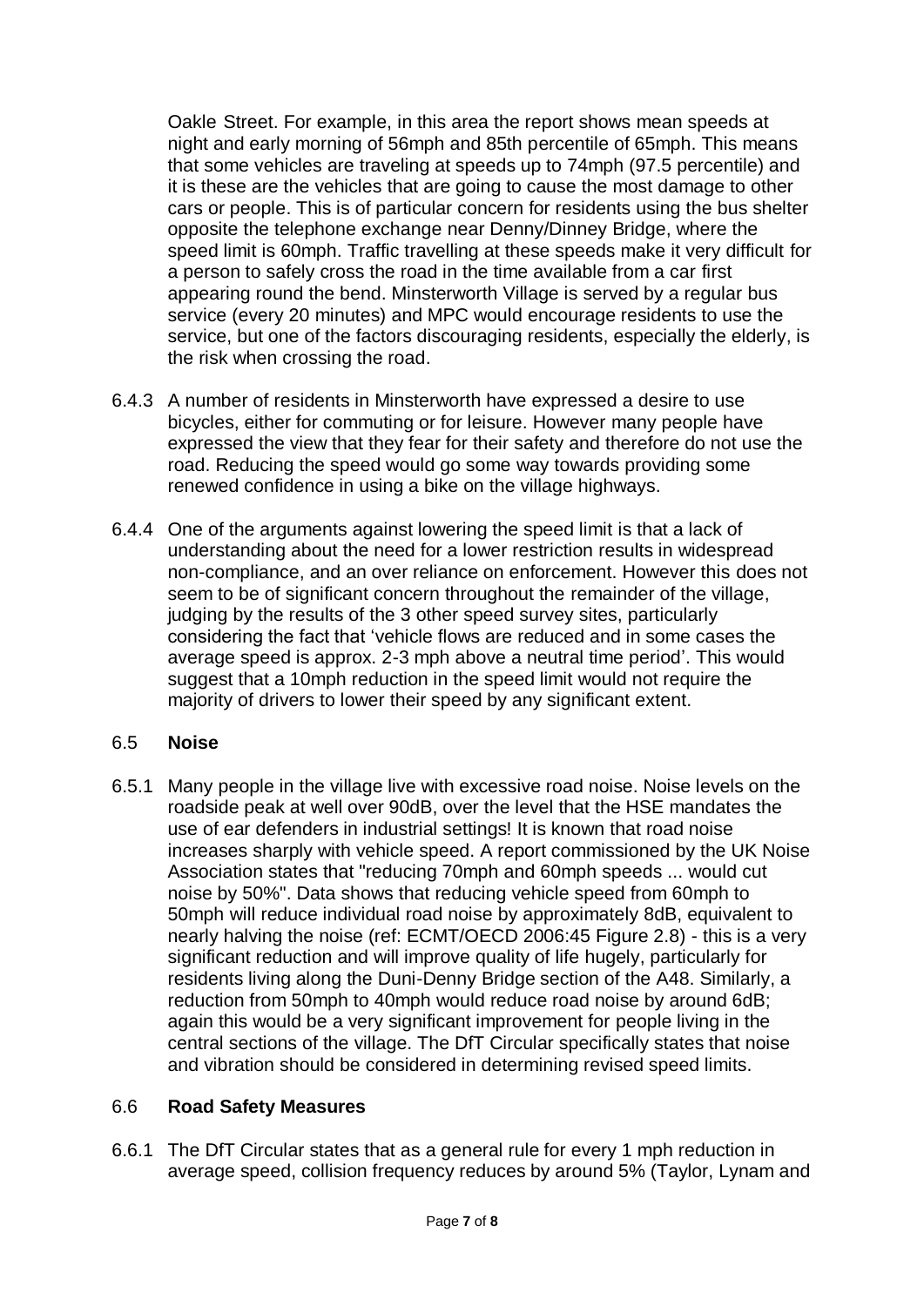Oakle Street. For example, in this area the report shows mean speeds at night and early morning of 56mph and 85th percentile of 65mph. This means that some vehicles are traveling at speeds up to 74mph (97.5 percentile) and it is these are the vehicles that are going to cause the most damage to other cars or people. This is of particular concern for residents using the bus shelter opposite the telephone exchange near Denny/Dinney Bridge, where the speed limit is 60mph. Traffic travelling at these speeds make it very difficult for a person to safely cross the road in the time available from a car first appearing round the bend. Minsterworth Village is served by a regular bus service (every 20 minutes) and MPC would encourage residents to use the service, but one of the factors discouraging residents, especially the elderly, is the risk when crossing the road.

6.4.3 A number of residents in Minsterworth have expressed a desire to use bicycles, either for commuting or for leisure. However many people have expressed the view that they fear for their safety and therefore do not use the road. Reducing the speed would go some way towards providing some renewed confidence in using a bike on the village highways.

6.4.4 One of the arguments against lowering the speed limit is that a lack of understanding about the need for a lower restriction results in widespread non-compliance, and an over reliance on enforcement. However this does not seem to be of significant concern throughout the remainder of the village, judging by the results of the 3 other speed survey sites, particularly considering the fact that 'vehicle flows are reduced and in some cases the average speed is approx. 2-3 mph above a neutral time period'. This would suggest that a 10mph reduction in the speed limit would not require the majority of drivers to lower their speed by any significant extent.

## 6.5 **Noise**

6.5.1 Many people in the village live with excessive road noise. Noise levels on the roadside peak at well over 90dB, over the level that the HSE mandates the use of ear defenders in industrial settings! It is known that road noise increases sharply with vehicle speed. A report commissioned by the UK Noise Association states that "reducing 70mph and 60mph speeds ... would cut noise by 50%". Data shows that reducing vehicle speed from 60mph to 50mph will reduce individual road noise by approximately 8dB, equivalent to nearly halving the noise (ref: ECMT/OECD 2006:45 Figure 2.8) - this is a very significant reduction and will improve quality of life hugely, particularly for residents living along the Duni-Denny Bridge section of the A48. Similarly, a reduction from 50mph to 40mph would reduce road noise by around 6dB; again this would be a very significant improvement for people living in the central sections of the village. The DfT Circular specifically states that noise and vibration should be considered in determining revised speed limits.

## 6.6 **Road Safety Measures**

6.6.1 The DfT Circular states that as a general rule for every 1 mph reduction in average speed, collision frequency reduces by around 5% (Taylor, Lynam and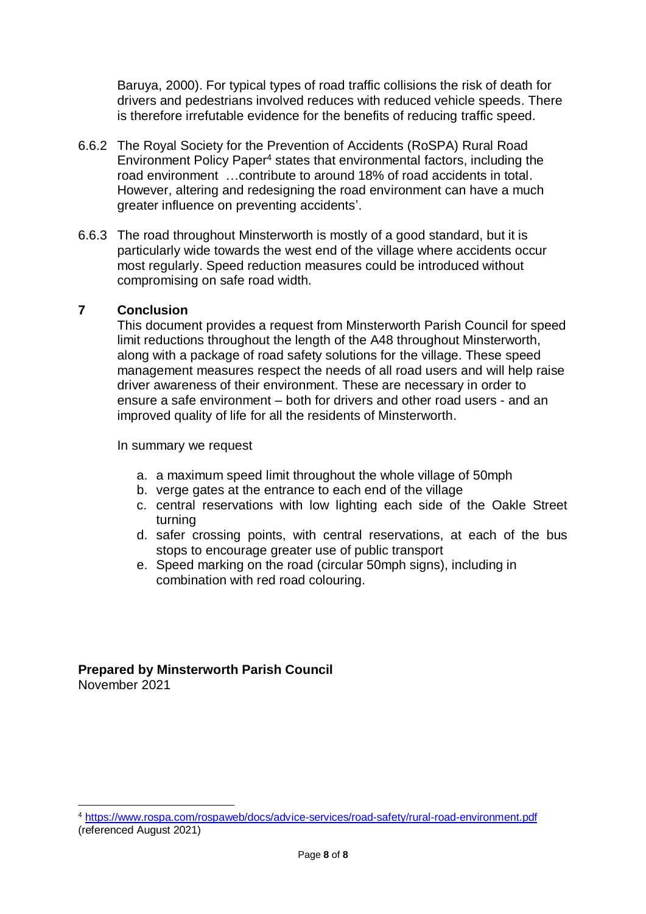Baruya, 2000). For typical types of road traffic collisions the risk of death for drivers and pedestrians involved reduces with reduced vehicle speeds. There is therefore irrefutable evidence for the benefits of reducing traffic speed.

6.6.2 The Royal Society for the Prevention of Accidents (RoSPA) Rural Road Environment Policy Paper[4] states that environmental factors, including the road environment …contribute to around 18% of road accidents in total. However, altering and redesigning the road environment can have a much greater influence on preventing accidents'.

6.6.3 The road throughout Minsterworth is mostly of a good standard, but it is particularly wide towards the west end of the village where accidents occur most regularly. Speed reduction measures could be introduced without compromising on safe road width.

## 7 Conclusion

This document provides a request from Minsterworth Parish Council for speed limit reductions throughout the length of the A48 throughout Minsterworth, along with a package of road safety solutions for the village. These speed management measures respect the needs of all road users and will help raise driver awareness of their environment. These are necessary in order to ensure a safe environment – both for drivers and other road users - and an improved quality of life for all the residents of Minsterworth.

In summary we request

a. a maximum speed limit throughout the whole village of 50mph
b. verge gates at the entrance to each end of the village
c. central reservations with low lighting each side of the Oakle Street turning
d. safer crossing points, with central reservations, at each of the bus stops to encourage greater use of public transport
e. Speed marking on the road (circular 50mph signs), including in combination with red road colouring.

**Prepared by Minsterworth Parish Council**
November 2021

[4] https://www.rospa.com/rospaweb/docs/advice-services/road-safety/rural-road-environment.pdf (referenced August 2021)